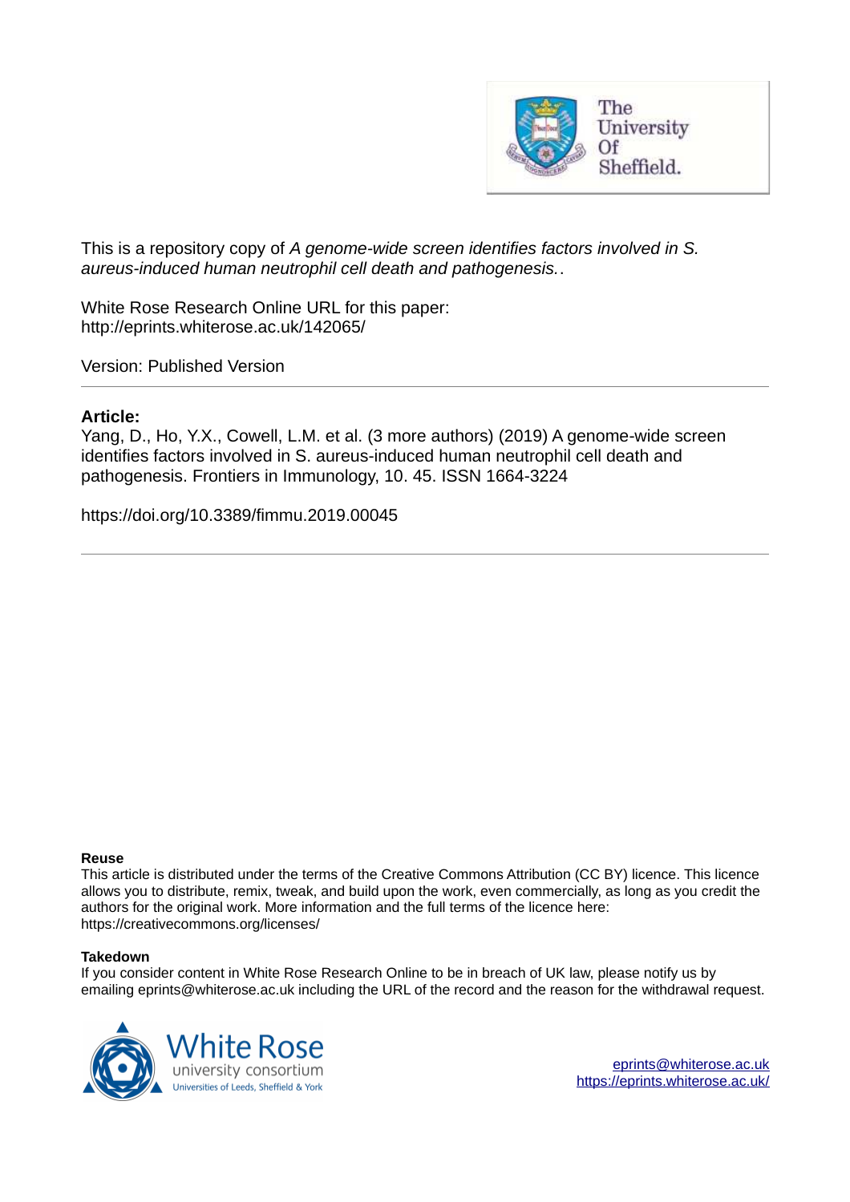This is a repository copy of *A genome-wide screen identifies factors involved in S. aureus-induced human neutrophil cell death and pathogenesis.*.

White Rose Research Online URL for this paper:
http://eprints.whiterose.ac.uk/142065/

Version: Published Version

## Article:

Yang, D., Ho, Y.X., Cowell, L.M. et al. (3 more authors) (2019) A genome-wide screen identifies factors involved in S. aureus-induced human neutrophil cell death and pathogenesis. Frontiers in Immunology, 10. 45. ISSN 1664-3224

https://doi.org/10.3389/fimmu.2019.00045

### Reuse

This article is distributed under the terms of the Creative Commons Attribution (CC BY) licence. This licence allows you to distribute, remix, tweak, and build upon the work, even commercially, as long as you credit the authors for the original work. More information and the full terms of the licence here: https://creativecommons.org/licenses/

### Takedown

If you consider content in White Rose Research Online to be in breach of UK law, please notify us by emailing eprints@whiterose.ac.uk including the URL of the record and the reason for the withdrawal request.

eprints@whiterose.ac.uk
https://eprints.whiterose.ac.uk/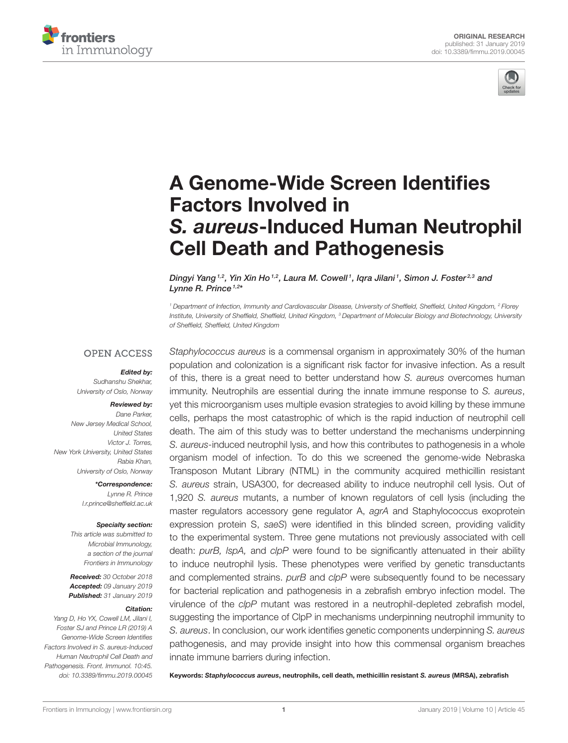ORIGINAL RESEARCH

published: 31 January 2019

doi: 10.3389/fimmu.2019.00045

# A Genome-Wide Screen Identifies Factors Involved in *S. aureus*-Induced Human Neutrophil Cell Death and Pathogenesis

*Dingyi Yang*[1,2], *Yin Xin Ho*[1,2], *Laura M. Cowell*[1], *Iqra Jilani*[1], *Simon J. Foster*[2,3] and *Lynne R. Prince*[1,2]*

[1] Department of Infection, Immunity and Cardiovascular Disease, University of Sheffield, Sheffield, United Kingdom, [2] Florey Institute, University of Sheffield, Sheffield, United Kingdom, [3] Department of Molecular Biology and Biotechnology, University of Sheffield, Sheffield, United Kingdom

OPEN ACCESS

**Edited by:**
Sudhanshu Shekhar,
University of Oslo, Norway

**Reviewed by:**
Dane Parker,
New Jersey Medical School,
United States
Victor J. Torres,
New York University, United States
Rabia Khan,
University of Oslo, Norway

***Correspondence:**
Lynne R. Prince
l.r.prince@sheffield.ac.uk

**Specialty section:**
This article was submitted to Microbial Immunology, a section of the journal Frontiers in Immunology

**Received:** 30 October 2018
**Accepted:** 09 January 2019
**Published:** 31 January 2019

**Citation:**
Yang D, Ho YX, Cowell LM, Jilani I, Foster SJ and Prince LR (2019) A Genome-Wide Screen Identifies Factors Involved in S. aureus-Induced Human Neutrophil Cell Death and Pathogenesis. Front. Immunol. 10:45. doi: 10.3389/fimmu.2019.00045

*Staphylococcus aureus* is a commensal organism in approximately 30% of the human population and colonization is a significant risk factor for invasive infection. As a result of this, there is a great need to better understand how *S. aureus* overcomes human immunity. Neutrophils are essential during the innate immune response to *S. aureus*, yet this microorganism uses multiple evasion strategies to avoid killing by these immune cells, perhaps the most catastrophic of which is the rapid induction of neutrophil cell death. The aim of this study was to better understand the mechanisms underpinning *S. aureus*-induced neutrophil lysis, and how this contributes to pathogenesis in a whole organism model of infection. To do this we screened the genome-wide Nebraska Transposon Mutant Library (NTML) in the community acquired methicillin resistant *S. aureus* strain, USA300, for decreased ability to induce neutrophil cell lysis. Out of 1,920 *S. aureus* mutants, a number of known regulators of cell lysis (including the master regulators accessory gene regulator A, *agrA* and Staphylococcus exoprotein expression protein S, *saeS*) were identified in this blinded screen, providing validity to the experimental system. Three gene mutations not previously associated with cell death: *purB, lspA,* and *clpP* were found to be significantly attenuated in their ability to induce neutrophil lysis. These phenotypes were verified by genetic transductants and complemented strains. *purB* and *clpP* were subsequently found to be necessary for bacterial replication and pathogenesis in a zebrafish embryo infection model. The virulence of the *clpP* mutant was restored in a neutrophil-depleted zebrafish model, suggesting the importance of ClpP in mechanisms underpinning neutrophil immunity to *S. aureus*. In conclusion, our work identifies genetic components underpinning *S. aureus* pathogenesis, and may provide insight into how this commensal organism breaches innate immune barriers during infection.

**Keywords:** ***Staphylococcus aureus*, neutrophils, cell death, methicillin resistant *S. aureus* (MRSA), zebrafish**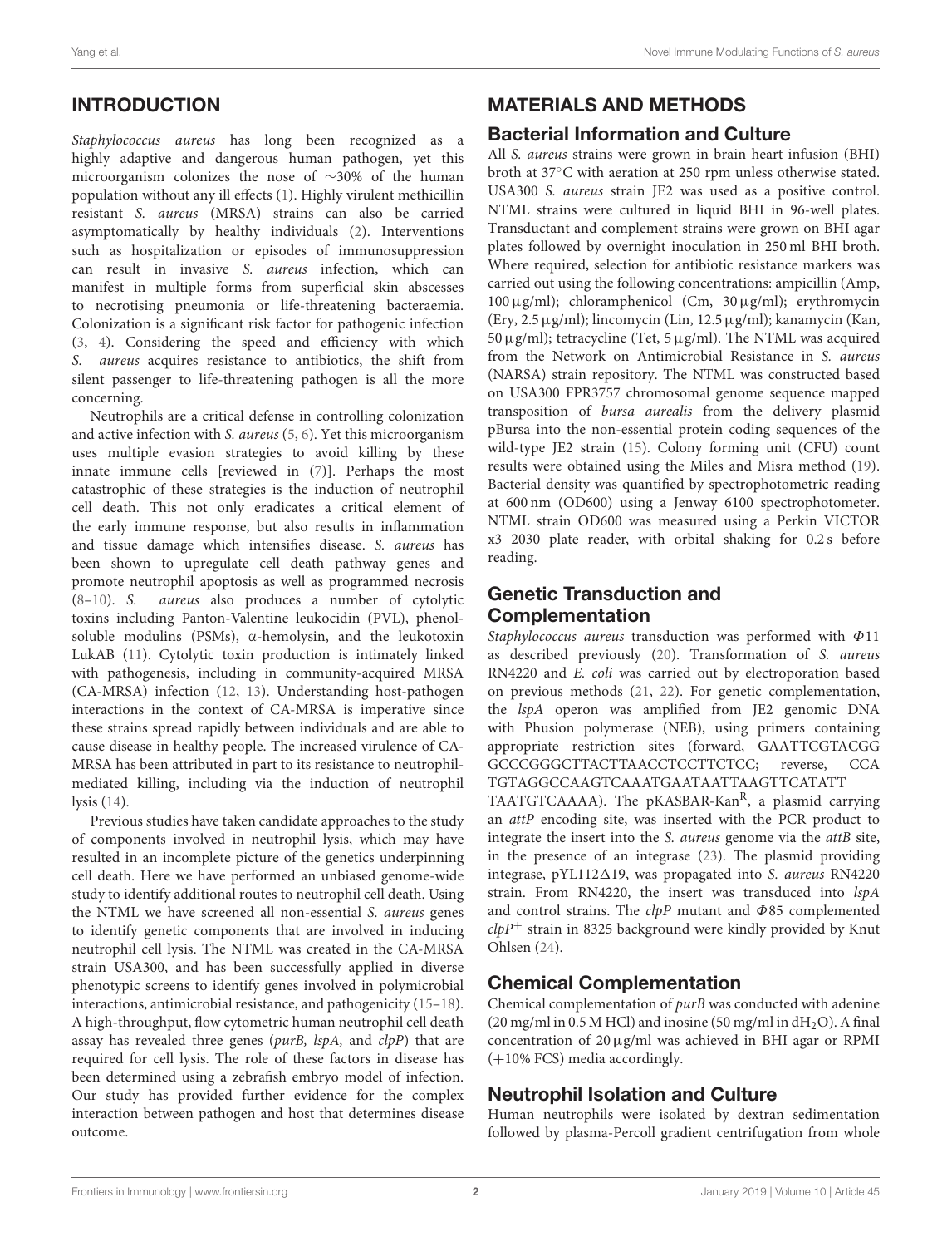## INTRODUCTION

*Staphylococcus aureus* has long been recognized as a highly adaptive and dangerous human pathogen, yet this microorganism colonizes the nose of ∼30% of the human population without any ill effects (1). Highly virulent methicillin resistant *S. aureus* (MRSA) strains can also be carried asymptomatically by healthy individuals (2). Interventions such as hospitalization or episodes of immunosuppression can result in invasive *S. aureus* infection, which can manifest in multiple forms from superficial skin abscesses to necrotising pneumonia or life-threatening bacteraemia. Colonization is a significant risk factor for pathogenic infection (3, 4). Considering the speed and efficiency with which *S. aureus* acquires resistance to antibiotics, the shift from silent passenger to life-threatening pathogen is all the more concerning.

Neutrophils are a critical defense in controlling colonization and active infection with *S. aureus* (5, 6). Yet this microorganism uses multiple evasion strategies to avoid killing by these innate immune cells [reviewed in (7)]. Perhaps the most catastrophic of these strategies is the induction of neutrophil cell death. This not only eradicates a critical element of the early immune response, but also results in inflammation and tissue damage which intensifies disease. *S. aureus* has been shown to upregulate cell death pathway genes and promote neutrophil apoptosis as well as programmed necrosis (8–10). *S. aureus* also produces a number of cytolytic toxins including Panton-Valentine leukocidin (PVL), phenol-soluble modulins (PSMs), α-hemolysin, and the leukotoxin LukAB (11). Cytolytic toxin production is intimately linked with pathogenesis, including in community-acquired MRSA (CA-MRSA) infection (12, 13). Understanding host-pathogen interactions in the context of CA-MRSA is imperative since these strains spread rapidly between individuals and are able to cause disease in healthy people. The increased virulence of CA-MRSA has been attributed in part to its resistance to neutrophil-mediated killing, including via the induction of neutrophil lysis (14).

Previous studies have taken candidate approaches to the study of components involved in neutrophil lysis, which may have resulted in an incomplete picture of the genetics underpinning cell death. Here we have performed an unbiased genome-wide study to identify additional routes to neutrophil cell death. Using the NTML we have screened all non-essential *S. aureus* genes to identify genetic components that are involved in inducing neutrophil cell lysis. The NTML was created in the CA-MRSA strain USA300, and has been successfully applied in diverse phenotypic screens to identify genes involved in polymicrobial interactions, antimicrobial resistance, and pathogenicity (15–18). A high-throughput, flow cytometric human neutrophil cell death assay has revealed three genes (*purB, lspA,* and *clpP*) that are required for cell lysis. The role of these factors in disease has been determined using a zebrafish embryo model of infection. Our study has provided further evidence for the complex interaction between pathogen and host that determines disease outcome.

## MATERIALS AND METHODS

### Bacterial Information and Culture

All *S. aureus* strains were grown in brain heart infusion (BHI) broth at 37°C with aeration at 250 rpm unless otherwise stated. USA300 *S. aureus* strain JE2 was used as a positive control. NTML strains were cultured in liquid BHI in 96-well plates. Transductant and complement strains were grown on BHI agar plates followed by overnight inoculation in 250 ml BHI broth. Where required, selection for antibiotic resistance markers was carried out using the following concentrations: ampicillin (Amp, 100 μg/ml); chloramphenicol (Cm, 30 μg/ml); erythromycin (Ery, 2.5 μg/ml); lincomycin (Lin, 12.5 μg/ml); kanamycin (Kan, 50 μg/ml); tetracycline (Tet, 5 μg/ml). The NTML was acquired from the Network on Antimicrobial Resistance in *S. aureus* (NARSA) strain repository. The NTML was constructed based on USA300 FPR3757 chromosomal genome sequence mapped transposition of *bursa aurealis* from the delivery plasmid pBursa into the non-essential protein coding sequences of the wild-type JE2 strain (15). Colony forming unit (CFU) count results were obtained using the Miles and Misra method (19). Bacterial density was quantified by spectrophotometric reading at 600 nm (OD600) using a Jenway 6100 spectrophotometer. NTML strain OD600 was measured using a Perkin VICTOR x3 2030 plate reader, with orbital shaking for 0.2 s before reading.

### Genetic Transduction and Complementation

*Staphylococcus aureus* transduction was performed with Φ11 as described previously (20). Transformation of *S. aureus* RN4220 and *E. coli* was carried out by electroporation based on previous methods (21, 22). For genetic complementation, the *lspA* operon was amplified from JE2 genomic DNA with Phusion polymerase (NEB), using primers containing appropriate restriction sites (forward, GAATTCGTACGG GCCCGGGCTTACTTAACCTCCTTCTCC; reverse, CCA TGTAGGCCAAGTCAAATGAATAATTAAGTTCATATT TAATGTCAAAA). The pKASBAR-Kan$^{R}$, a plasmid carrying an *attP* encoding site, was inserted with the PCR product to integrate the insert into the *S. aureus* genome via the *attB* site, in the presence of an integrase (23). The plasmid providing integrase, pYL112Δ19, was propagated into *S. aureus* RN4220 strain. From RN4220, the insert was transduced into *lspA* and control strains. The *clpP* mutant and Φ85 complemented *clpP*$^{+}$ strain in 8325 background were kindly provided by Knut Ohlsen (24).

### Chemical Complementation

Chemical complementation of *purB* was conducted with adenine (20 mg/ml in 0.5 M HCl) and inosine (50 mg/ml in $dH_2O$). A final concentration of 20 μg/ml was achieved in BHI agar or RPMI (+10% FCS) media accordingly.

### Neutrophil Isolation and Culture

Human neutrophils were isolated by dextran sedimentation followed by plasma-Percoll gradient centrifugation from whole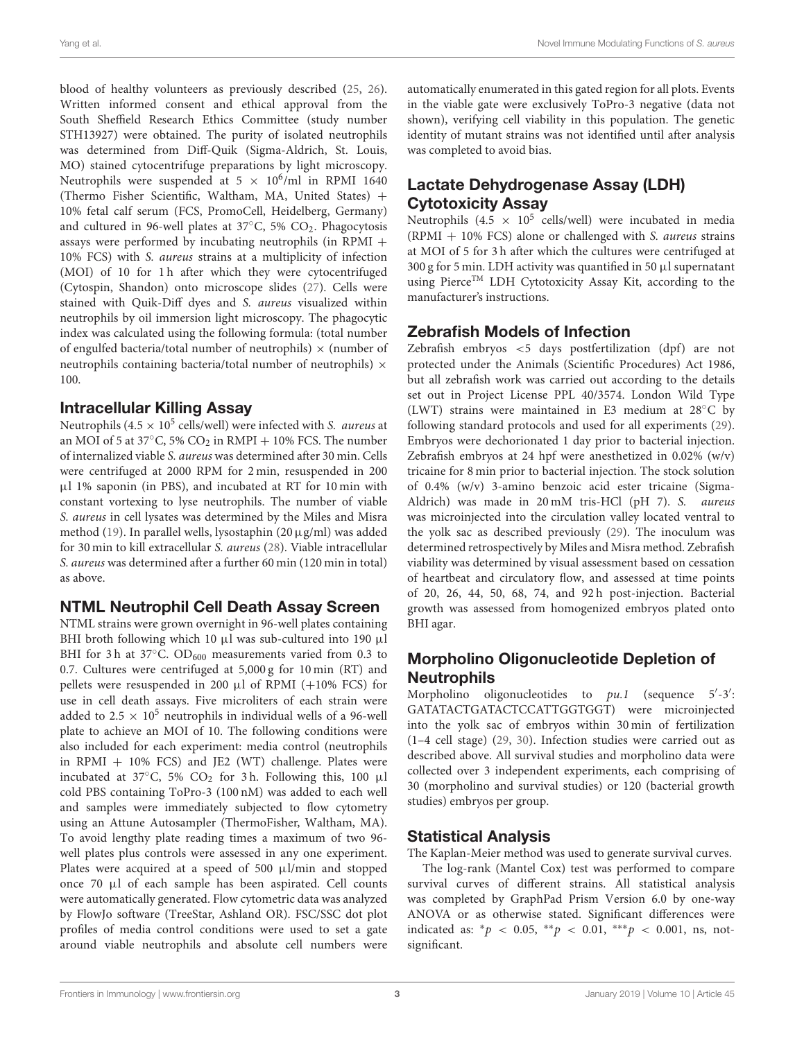blood of healthy volunteers as previously described (25, 26). Written informed consent and ethical approval from the South Sheffield Research Ethics Committee (study number STH13927) were obtained. The purity of isolated neutrophils was determined from Diff-Quik (Sigma-Aldrich, St. Louis, MO) stained cytocentrifuge preparations by light microscopy. Neutrophils were suspended at $5 \times 10^6$/ml in RPMI 1640 (Thermo Fisher Scientific, Waltham, MA, United States) + 10% fetal calf serum (FCS, PromoCell, Heidelberg, Germany) and cultured in 96-well plates at 37°C, 5% $CO_2$. Phagocytosis assays were performed by incubating neutrophils (in RPMI + 10% FCS) with *S. aureus* strains at a multiplicity of infection (MOI) of 10 for 1 h after which they were cytocentrifuged (Cytospin, Shandon) onto microscope slides (27). Cells were stained with Quik-Diff dyes and *S. aureus* visualized within neutrophils by oil immersion light microscopy. The phagocytic index was calculated using the following formula: (total number of engulfed bacteria/total number of neutrophils) × (number of neutrophils containing bacteria/total number of neutrophils) × 100.

## Intracellular Killing Assay

Neutrophils ($4.5 \times 10^5$ cells/well) were infected with *S. aureus* at an MOI of 5 at 37°C, 5% $CO_2$ in RMPI + 10% FCS. The number of internalized viable *S. aureus* was determined after 30 min. Cells were centrifuged at 2000 RPM for 2 min, resuspended in 200 µl 1% saponin (in PBS), and incubated at RT for 10 min with constant vortexing to lyse neutrophils. The number of viable *S. aureus* in cell lysates was determined by the Miles and Misra method (19). In parallel wells, lysostaphin (20 µg/ml) was added for 30 min to kill extracellular *S. aureus* (28). Viable intracellular *S. aureus* was determined after a further 60 min (120 min in total) as above.

## NTML Neutrophil Cell Death Assay Screen

NTML strains were grown overnight in 96-well plates containing BHI broth following which 10 µl was sub-cultured into 190 µl BHI for 3 h at 37°C. $OD_{600}$ measurements varied from 0.3 to 0.7. Cultures were centrifuged at 5,000 g for 10 min (RT) and pellets were resuspended in 200 µl of RPMI (+10% FCS) for use in cell death assays. Five microliters of each strain were added to $2.5 \times 10^5$ neutrophils in individual wells of a 96-well plate to achieve an MOI of 10. The following conditions were also included for each experiment: media control (neutrophils in RPMI + 10% FCS) and JE2 (WT) challenge. Plates were incubated at 37°C, 5% $CO_2$ for 3 h. Following this, 100 µl cold PBS containing ToPro-3 (100 nM) was added to each well and samples were immediately subjected to flow cytometry using an Attune Autosampler (ThermoFisher, Waltham, MA). To avoid lengthy plate reading times a maximum of two 96-well plates plus controls were assessed in any one experiment. Plates were acquired at a speed of 500 µl/min and stopped once 70 µl of each sample has been aspirated. Cell counts were automatically generated. Flow cytometric data was analyzed by FlowJo software (TreeStar, Ashland OR). FSC/SSC dot plot profiles of media control conditions were used to set a gate around viable neutrophils and absolute cell numbers were automatically enumerated in this gated region for all plots. Events in the viable gate were exclusively ToPro-3 negative (data not shown), verifying cell viability in this population. The genetic identity of mutant strains was not identified until after analysis was completed to avoid bias.

## Lactate Dehydrogenase Assay (LDH) Cytotoxicity Assay

Neutrophils ($4.5 \times 10^5$ cells/well) were incubated in media (RPMI + 10% FCS) alone or challenged with *S. aureus* strains at MOI of 5 for 3 h after which the cultures were centrifuged at 300 g for 5 min. LDH activity was quantified in 50 µl supernatant using Pierce™ LDH Cytotoxicity Assay Kit, according to the manufacturer's instructions.

## Zebrafish Models of Infection

Zebrafish embryos <5 days postfertilization (dpf) are not protected under the Animals (Scientific Procedures) Act 1986, but all zebrafish work was carried out according to the details set out in Project License PPL 40/3574. London Wild Type (LWT) strains were maintained in E3 medium at 28°C by following standard protocols and used for all experiments (29). Embryos were dechorionated 1 day prior to bacterial injection. Zebrafish embryos at 24 hpf were anesthetized in 0.02% (w/v) tricaine for 8 min prior to bacterial injection. The stock solution of 0.4% (w/v) 3-amino benzoic acid ester tricaine (Sigma-Aldrich) was made in 20 mM tris-HCl (pH 7). *S. aureus* was microinjected into the circulation valley located ventral to the yolk sac as described previously (29). The inoculum was determined retrospectively by Miles and Misra method. Zebrafish viability was determined by visual assessment based on cessation of heartbeat and circulatory flow, and assessed at time points of 20, 26, 44, 50, 68, 74, and 92 h post-injection. Bacterial growth was assessed from homogenized embryos plated onto BHI agar.

## Morpholino Oligonucleotide Depletion of Neutrophils

Morpholino oligonucleotides to *pu.1* (sequence 5′-3′: GATATACTGATACTCCATTGGTGGT) were microinjected into the yolk sac of embryos within 30 min of fertilization (1–4 cell stage) (29, 30). Infection studies were carried out as described above. All survival studies and morpholino data were collected over 3 independent experiments, each comprising of 30 (morpholino and survival studies) or 120 (bacterial growth studies) embryos per group.

## Statistical Analysis

The Kaplan-Meier method was used to generate survival curves.

The log-rank (Mantel Cox) test was performed to compare survival curves of different strains. All statistical analysis was completed by GraphPad Prism Version 6.0 by one-way ANOVA or as otherwise stated. Significant differences were indicated as: $^{*}p < 0.05$, $^{**}p < 0.01$, $^{***}p < 0.001$, ns, not-significant.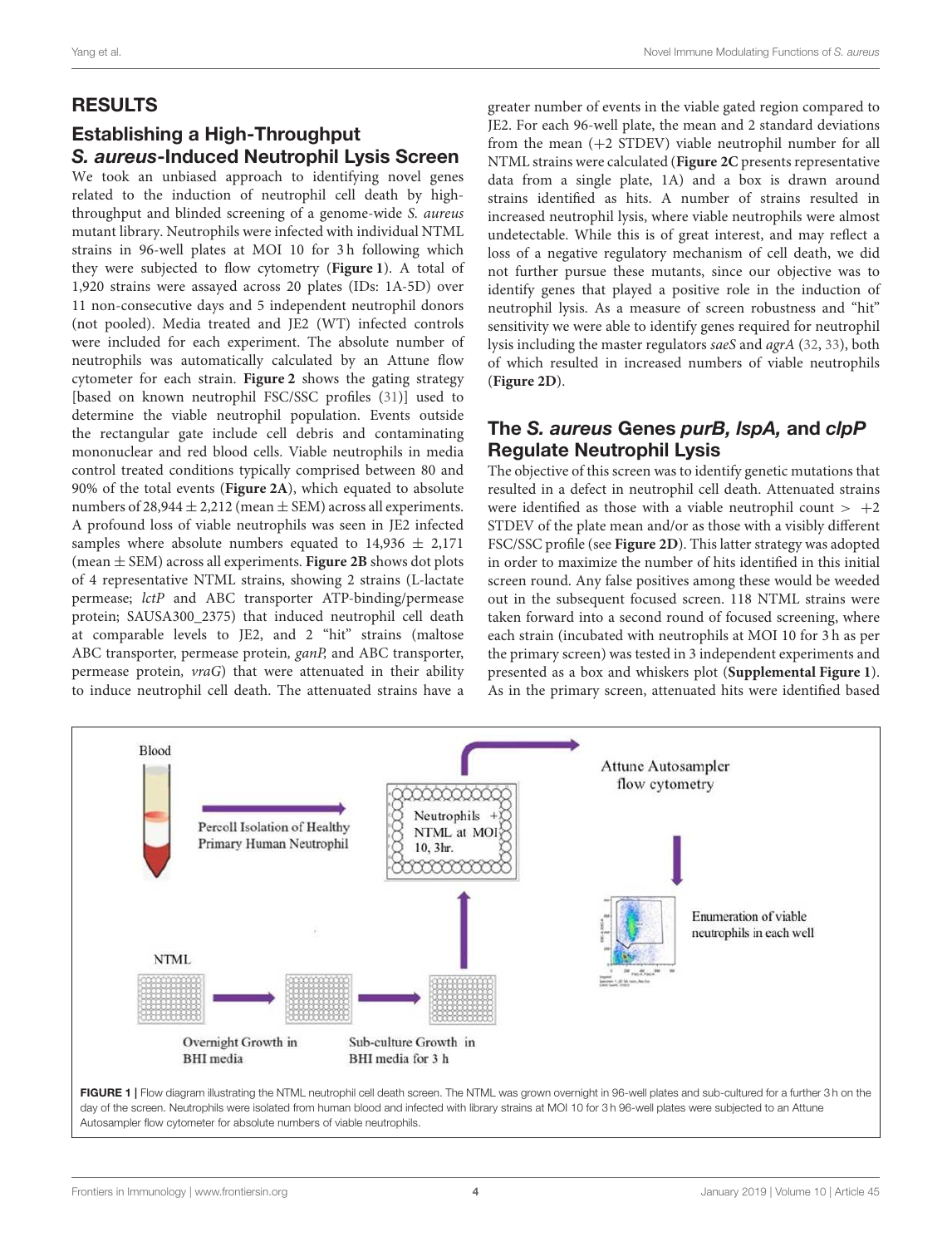## RESULTS

### Establishing a High-Throughput *S. aureus*-Induced Neutrophil Lysis Screen

We took an unbiased approach to identifying novel genes related to the induction of neutrophil cell death by high-throughput and blinded screening of a genome-wide *S. aureus* mutant library. Neutrophils were infected with individual NTML strains in 96-well plates at MOI 10 for 3 h following which they were subjected to flow cytometry (**Figure 1**). A total of 1,920 strains were assayed across 20 plates (IDs: 1A-5D) over 11 non-consecutive days and 5 independent neutrophil donors (not pooled). Media treated and JE2 (WT) infected controls were included for each experiment. The absolute number of neutrophils was automatically calculated by an Attune flow cytometer for each strain. **Figure 2** shows the gating strategy [based on known neutrophil FSC/SSC profiles (31)] used to determine the viable neutrophil population. Events outside the rectangular gate include cell debris and contaminating mononuclear and red blood cells. Viable neutrophils in media control treated conditions typically comprised between 80 and 90% of the total events (**Figure 2A**), which equated to absolute numbers of 28,944 ± 2,212 (mean ± SEM) across all experiments. A profound loss of viable neutrophils was seen in JE2 infected samples where absolute numbers equated to 14,936 ± 2,171 (mean ± SEM) across all experiments. **Figure 2B** shows dot plots of 4 representative NTML strains, showing 2 strains (L-lactate permease; *lctP* and ABC transporter ATP-binding/permease protein; SAUSA300_2375) that induced neutrophil cell death at comparable levels to JE2, and 2 "hit" strains (maltose ABC transporter, permease protein, *ganP,* and ABC transporter, permease protein, *vraG*) that were attenuated in their ability to induce neutrophil cell death. The attenuated strains have a greater number of events in the viable gated region compared to JE2. For each 96-well plate, the mean and 2 standard deviations from the mean (+2 STDEV) viable neutrophil number for all NTML strains were calculated (**Figure 2C** presents representative data from a single plate, 1A) and a box is drawn around strains identified as hits. A number of strains resulted in increased neutrophil lysis, where viable neutrophils were almost undetectable. While this is of great interest, and may reflect a loss of a negative regulatory mechanism of cell death, we did not further pursue these mutants, since our objective was to identify genes that played a positive role in the induction of neutrophil lysis. As a measure of screen robustness and "hit" sensitivity we were able to identify genes required for neutrophil lysis including the master regulators *saeS* and *agrA* (32, 33), both of which resulted in increased numbers of viable neutrophils (**Figure 2D**).

### The *S. aureus* Genes *purB, lspA,* and *clpP* Regulate Neutrophil Lysis

The objective of this screen was to identify genetic mutations that resulted in a defect in neutrophil cell death. Attenuated strains were identified as those with a viable neutrophil count > +2 STDEV of the plate mean and/or as those with a visibly different FSC/SSC profile (see **Figure 2D**). This latter strategy was adopted in order to maximize the number of hits identified in this initial screen round. Any false positives among these would be weeded out in the subsequent focused screen. 118 NTML strains were taken forward into a second round of focused screening, where each strain (incubated with neutrophils at MOI 10 for 3 h as per the primary screen) was tested in 3 independent experiments and presented as a box and whiskers plot (**Supplemental Figure 1**). As in the primary screen, attenuated hits were identified based

**FIGURE 1** | Flow diagram illustrating the NTML neutrophil cell death screen. The NTML was grown overnight in 96-well plates and sub-cultured for a further 3 h on the day of the screen. Neutrophils were isolated from human blood and infected with library strains at MOI 10 for 3 h 96-well plates were subjected to an Attune Autosampler flow cytometer for absolute numbers of viable neutrophils.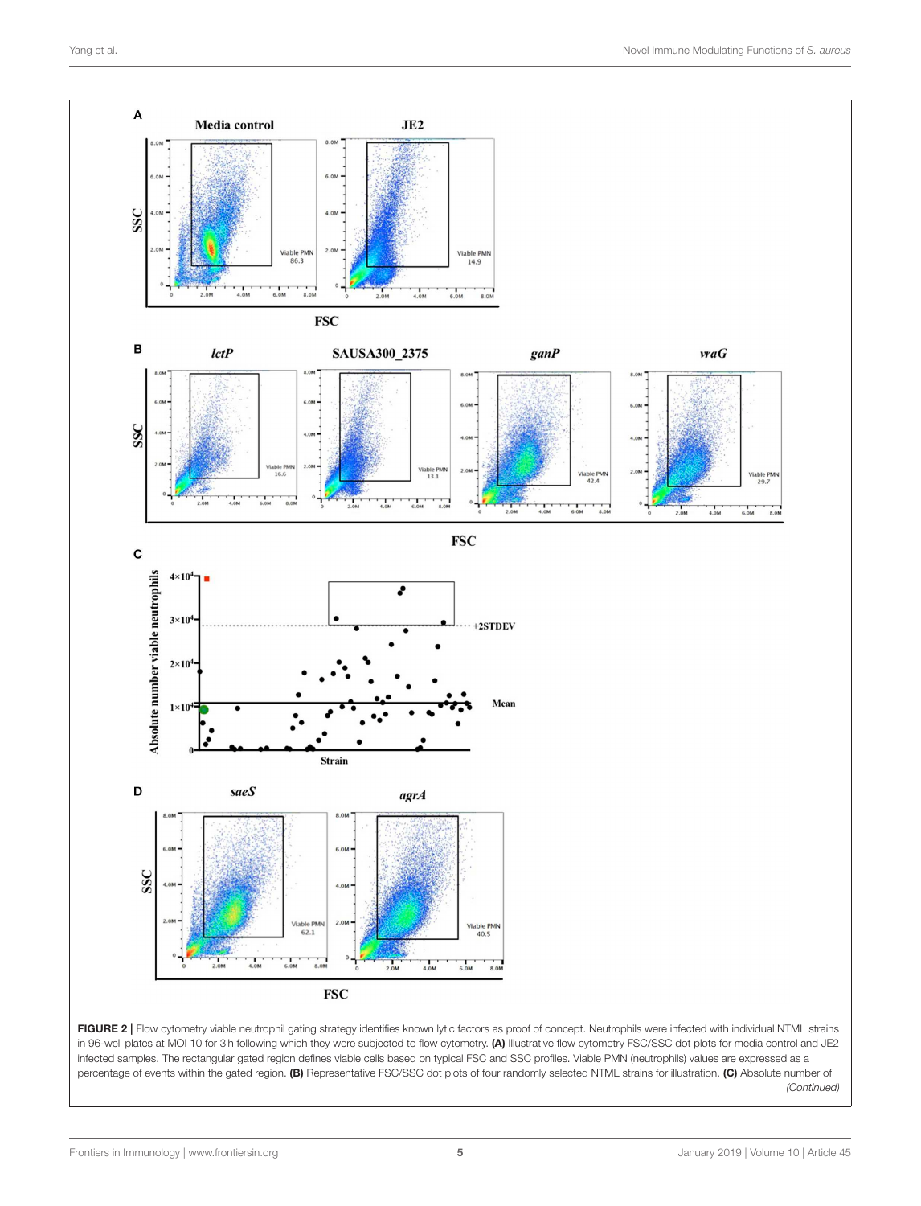**FIGURE 2 |** Flow cytometry viable neutrophil gating strategy identifies known lytic factors as proof of concept. Neutrophils were infected with individual NTML strains in 96-well plates at MOI 10 for 3 h following which they were subjected to flow cytometry. **(A)** Illustrative flow cytometry FSC/SSC dot plots for media control and JE2 infected samples. The rectangular gated region defines viable cells based on typical FSC and SSC profiles. Viable PMN (neutrophils) values are expressed as a percentage of events within the gated region. **(B)** Representative FSC/SSC dot plots of four randomly selected NTML strains for illustration. **(C)** Absolute number of *(Continued)*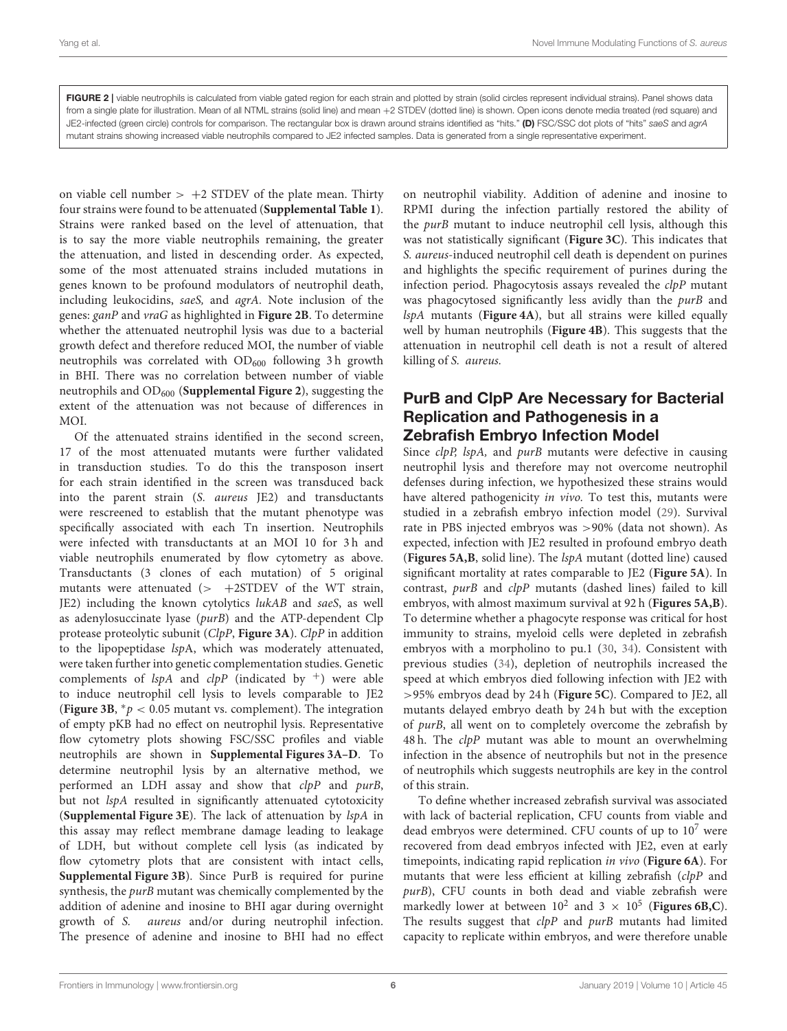**FIGURE 2 |** viable neutrophils is calculated from viable gated region for each strain and plotted by strain (solid circles represent individual strains). Panel shows data from a single plate for illustration. Mean of all NTML strains (solid line) and mean +2 STDEV (dotted line) is shown. Open icons denote media treated (red square) and JE2-infected (green circle) controls for comparison. The rectangular box is drawn around strains identified as "hits." **(D)** FSC/SSC dot plots of "hits" *saeS* and *agrA* mutant strains showing increased viable neutrophils compared to JE2 infected samples. Data is generated from a single representative experiment.

on viable cell number > +2 STDEV of the plate mean. Thirty four strains were found to be attenuated (**Supplemental Table 1**). Strains were ranked based on the level of attenuation, that is to say the more viable neutrophils remaining, the greater the attenuation, and listed in descending order. As expected, some of the most attenuated strains included mutations in genes known to be profound modulators of neutrophil death, including leukocidins, *saeS,* and *agrA*. Note inclusion of the genes: *ganP* and *vraG* as highlighted in **Figure 2B**. To determine whether the attenuated neutrophil lysis was due to a bacterial growth defect and therefore reduced MOI, the number of viable neutrophils was correlated with $OD_{600}$ following 3 h growth in BHI. There was no correlation between number of viable neutrophils and $OD_{600}$ (**Supplemental Figure 2**), suggesting the extent of the attenuation was not because of differences in MOI.

Of the attenuated strains identified in the second screen, 17 of the most attenuated mutants were further validated in transduction studies. To do this the transposon insert for each strain identified in the screen was transduced back into the parent strain (*S. aureus* JE2) and transductants were rescreened to establish that the mutant phenotype was specifically associated with each Tn insertion. Neutrophils were infected with transductants at an MOI 10 for 3 h and viable neutrophils enumerated by flow cytometry as above. Transductants (3 clones of each mutation) of 5 original mutants were attenuated (> +2STDEV of the WT strain, JE2) including the known cytolytics *lukAB* and *saeS*, as well as adenylosuccinate lyase (*purB*) and the ATP-dependent Clp protease proteolytic subunit (*ClpP*, **Figure 3A**). *ClpP* in addition to the lipopeptidase *lsp*A, which was moderately attenuated, were taken further into genetic complementation studies. Genetic complements of *lspA* and *clpP* (indicated by $^+$) were able to induce neutrophil cell lysis to levels comparable to JE2 (**Figure 3B**, $^*p < 0.05$ mutant vs. complement). The integration of empty pKB had no effect on neutrophil lysis. Representative flow cytometry plots showing FSC/SSC profiles and viable neutrophils are shown in **Supplemental Figures 3A–D**. To determine neutrophil lysis by an alternative method, we performed an LDH assay and show that *clpP* and *purB*, but not *lspA* resulted in significantly attenuated cytotoxicity (**Supplemental Figure 3E**). The lack of attenuation by *lspA* in this assay may reflect membrane damage leading to leakage of LDH, but without complete cell lysis (as indicated by flow cytometry plots that are consistent with intact cells, **Supplemental Figure 3B**). Since PurB is required for purine synthesis, the *purB* mutant was chemically complemented by the addition of adenine and inosine to BHI agar during overnight growth of *S. aureus* and/or during neutrophil infection. The presence of adenine and inosine to BHI had no effect on neutrophil viability. Addition of adenine and inosine to RPMI during the infection partially restored the ability of the *purB* mutant to induce neutrophil cell lysis, although this was not statistically significant (**Figure 3C**). This indicates that *S. aureus*-induced neutrophil cell death is dependent on purines and highlights the specific requirement of purines during the infection period. Phagocytosis assays revealed the *clpP* mutant was phagocytosed significantly less avidly than the *purB* and *lspA* mutants (**Figure 4A**), but all strains were killed equally well by human neutrophils (**Figure 4B**). This suggests that the attenuation in neutrophil cell death is not a result of altered killing of *S. aureus.*

## PurB and ClpP Are Necessary for Bacterial Replication and Pathogenesis in a Zebrafish Embryo Infection Model

Since *clpP, lspA,* and *purB* mutants were defective in causing neutrophil lysis and therefore may not overcome neutrophil defenses during infection, we hypothesized these strains would have altered pathogenicity *in vivo*. To test this, mutants were studied in a zebrafish embryo infection model (29). Survival rate in PBS injected embryos was >90% (data not shown). As expected, infection with JE2 resulted in profound embryo death (**Figures 5A,B**, solid line). The *lspA* mutant (dotted line) caused significant mortality at rates comparable to JE2 (**Figure 5A**). In contrast, *purB* and *clpP* mutants (dashed lines) failed to kill embryos, with almost maximum survival at 92 h (**Figures 5A,B**). To determine whether a phagocyte response was critical for host immunity to strains, myeloid cells were depleted in zebrafish embryos with a morpholino to pu.1 (30, 34). Consistent with previous studies (34), depletion of neutrophils increased the speed at which embryos died following infection with JE2 with >95% embryos dead by 24 h (**Figure 5C**). Compared to JE2, all mutants delayed embryo death by 24 h but with the exception of *purB*, all went on to completely overcome the zebrafish by 48 h. The *clpP* mutant was able to mount an overwhelming infection in the absence of neutrophils but not in the presence of neutrophils which suggests neutrophils are key in the control of this strain.

To define whether increased zebrafish survival was associated with lack of bacterial replication, CFU counts from viable and dead embryos were determined. CFU counts of up to $10^7$ were recovered from dead embryos infected with JE2, even at early timepoints, indicating rapid replication *in vivo* (**Figure 6A**). For mutants that were less efficient at killing zebrafish (*clpP* and *purB*), CFU counts in both dead and viable zebrafish were markedly lower at between $10^2$ and $3 \times 10^5$ (**Figures 6B,C**). The results suggest that *clpP* and *purB* mutants had limited capacity to replicate within embryos, and were therefore unable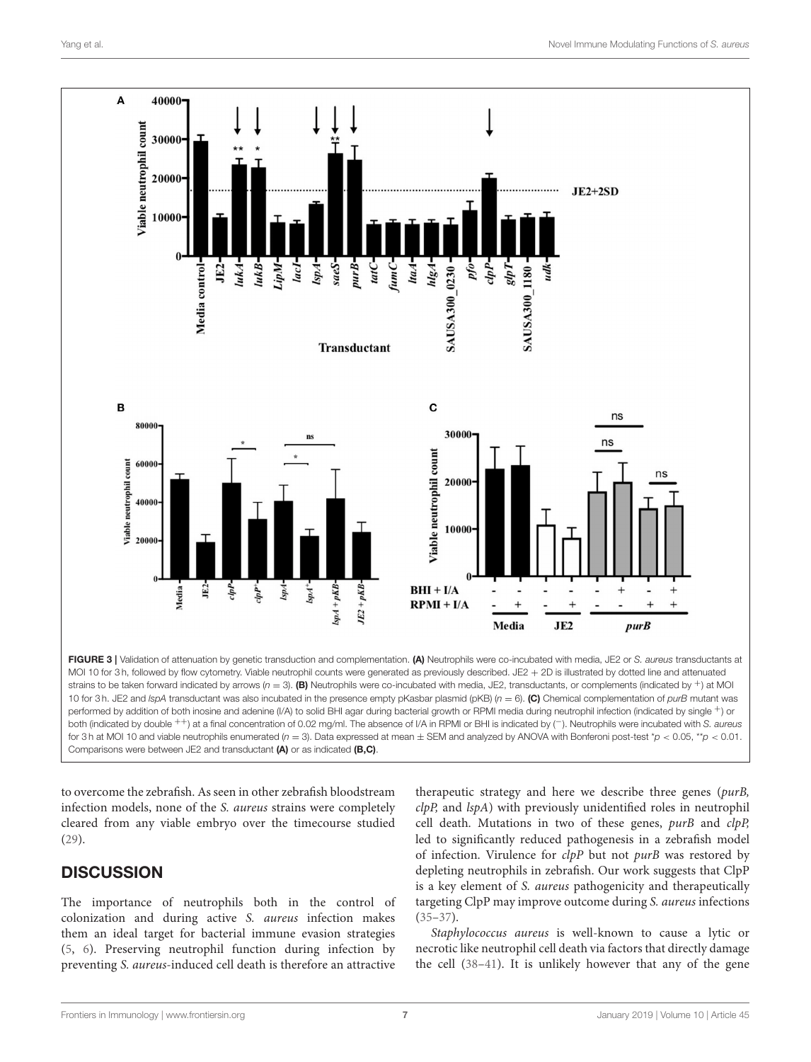**FIGURE 3 |** Validation of attenuation by genetic transduction and complementation. **(A)** Neutrophils were co-incubated with media, JE2 or *S. aureus* transductants at MOI 10 for 3 h, followed by flow cytometry. Viable neutrophil counts were generated as previously described. JE2 + 2D is illustrated by dotted line and attenuated strains to be taken forward indicated by arrows ($n = 3$). **(B)** Neutrophils were co-incubated with media, JE2, transductants, or complements (indicated by $^+$) at MOI 10 for 3 h. JE2 and *lspA* transductant was also incubated in the presence empty pKasbar plasmid (pKB) ($n = 6$). **(C)** Chemical complementation of *purB* mutant was performed by addition of both inosine and adenine (I/A) to solid BHI agar during bacterial growth or RPMI media during neutrophil infection (indicated by single $^+$) or both (indicated by double $^{++}$) at a final concentration of 0.02 mg/ml. The absence of I/A in RPMI or BHI is indicated by ($^-$). Neutrophils were incubated with *S. aureus* for 3 h at MOI 10 and viable neutrophils enumerated ($n = 3$). Data expressed at mean ± SEM and analyzed by ANOVA with Bonferoni post-test $^*p < 0.05$, $^{**}p < 0.01$. Comparisons were between JE2 and transductant **(A)** or as indicated **(B,C)**.

to overcome the zebrafish. As seen in other zebrafish bloodstream infection models, none of the *S. aureus* strains were completely cleared from any viable embryo over the timecourse studied (29).

## DISCUSSION

The importance of neutrophils both in the control of colonization and during active *S. aureus* infection makes them an ideal target for bacterial immune evasion strategies (5, 6). Preserving neutrophil function during infection by preventing *S. aureus*-induced cell death is therefore an attractive therapeutic strategy and here we describe three genes (*purB, clpP,* and *lspA*) with previously unidentified roles in neutrophil cell death. Mutations in two of these genes, *purB* and *clpP,* led to significantly reduced pathogenesis in a zebrafish model of infection. Virulence for *clpP* but not *purB* was restored by depleting neutrophils in zebrafish. Our work suggests that ClpP is a key element of *S. aureus* pathogenicity and therapeutically targeting ClpP may improve outcome during *S. aureus* infections (35–37).

*Staphylococcus aureus* is well-known to cause a lytic or necrotic like neutrophil cell death via factors that directly damage the cell (38–41). It is unlikely however that any of the gene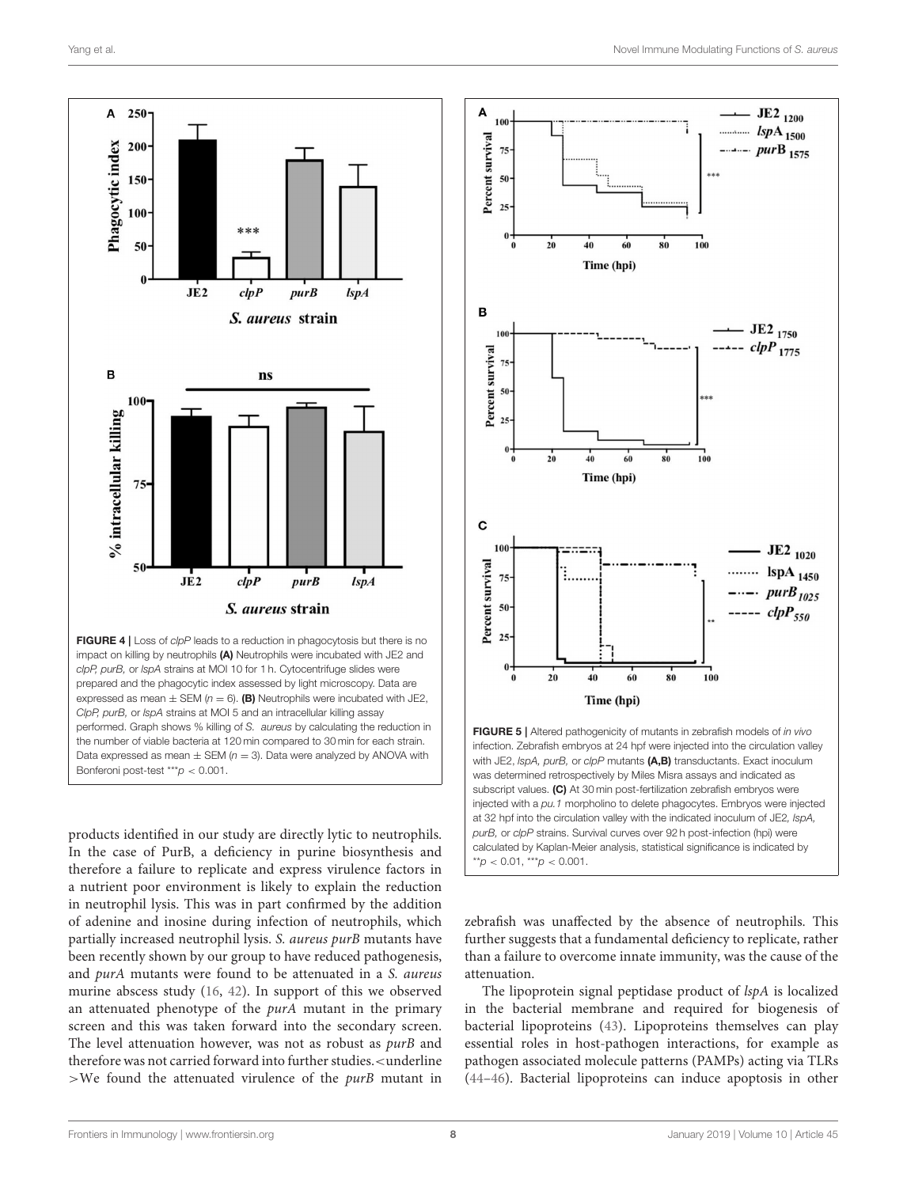FIGURE 4 | Loss of *clpP* leads to a reduction in phagocytosis but there is no impact on killing by neutrophils **(A)** Neutrophils were incubated with JE2 and *clpP, purB,* or *lspA* strains at MOI 10 for 1 h. Cytocentrifuge slides were prepared and the phagocytic index assessed by light microscopy. Data are expressed as mean ± SEM ($n = 6$). **(B)** Neutrophils were incubated with JE2, *ClpP, purB,* or *lspA* strains at MOI 5 and an intracellular killing assay performed. Graph shows % killing of *S. aureus* by calculating the reduction in the number of viable bacteria at 120 min compared to 30 min for each strain. Data expressed as mean ± SEM ($n = 3$). Data were analyzed by ANOVA with Bonferoni post-test $^{***}p < 0.001$.

FIGURE 5 | Altered pathogenicity of mutants in zebrafish models of *in vivo* infection. Zebrafish embryos at 24 hpf were injected into the circulation valley with JE2, *lspA, purB,* or *clpP* mutants **(A,B)** transductants. Exact inoculum was determined retrospectively by Miles Misra assays and indicated as subscript values. **(C)** At 30 min post-fertilization zebrafish embryos were injected with a *pu.1* morpholino to delete phagocytes. Embryos were injected at 32 hpf into the circulation valley with the indicated inoculum of JE2, *lspA, purB,* or *clpP* strains. Survival curves over 92 h post-infection (hpi) were calculated by Kaplan-Meier analysis, statistical significance is indicated by $^{**}p < 0.01$, $^{***}p < 0.001$.

products identified in our study are directly lytic to neutrophils. In the case of PurB, a deficiency in purine biosynthesis and therefore a failure to replicate and express virulence factors in a nutrient poor environment is likely to explain the reduction in neutrophil lysis. This was in part confirmed by the addition of adenine and inosine during infection of neutrophils, which partially increased neutrophil lysis. *S. aureus purB* mutants have been recently shown by our group to have reduced pathogenesis, and *purA* mutants were found to be attenuated in a *S. aureus* murine abscess study (16, 42). In support of this we observed an attenuated phenotype of the *purA* mutant in the primary screen and this was taken forward into the secondary screen. The level attenuation however, was not as robust as *purB* and therefore was not carried forward into further studies.<underline >We found the attenuated virulence of the *purB* mutant in zebrafish was unaffected by the absence of neutrophils. This further suggests that a fundamental deficiency to replicate, rather than a failure to overcome innate immunity, was the cause of the attenuation.

The lipoprotein signal peptidase product of *lspA* is localized in the bacterial membrane and required for biogenesis of bacterial lipoproteins (43). Lipoproteins themselves can play essential roles in host-pathogen interactions, for example as pathogen associated molecule patterns (PAMPs) acting via TLRs (44–46). Bacterial lipoproteins can induce apoptosis in other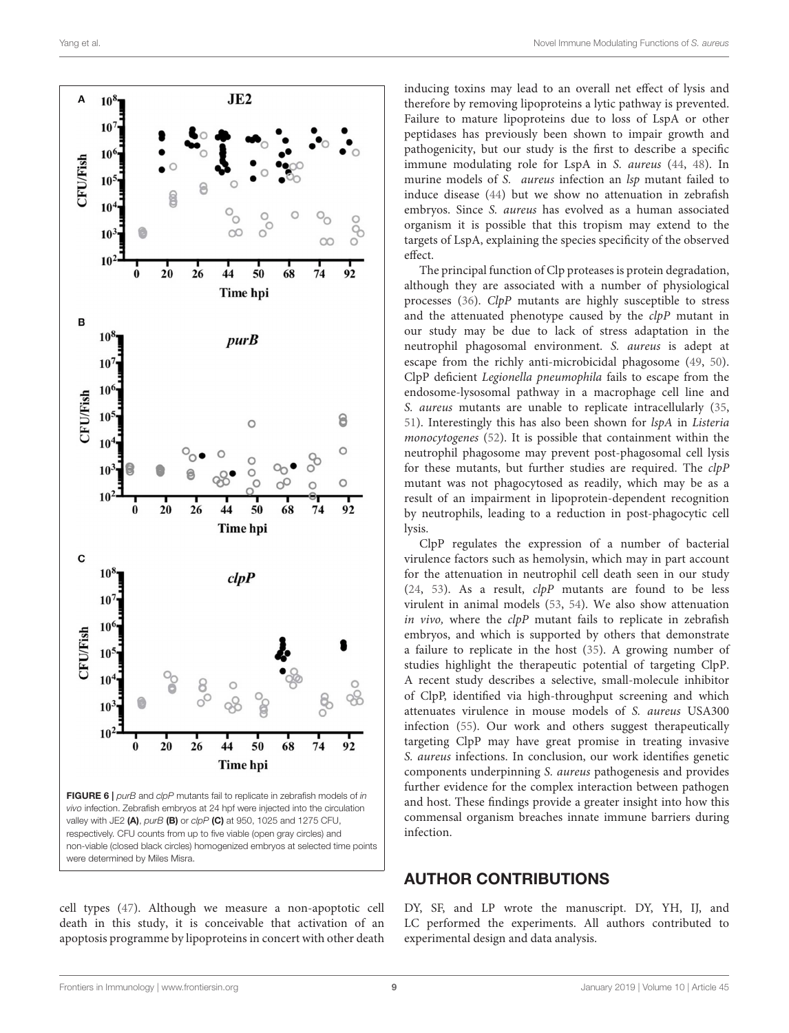**FIGURE 6** | *purB* and *clpP* mutants fail to replicate in zebrafish models of *in vivo* infection. Zebrafish embryos at 24 hpf were injected into the circulation valley with JE2 **(A)**, *purB* **(B)** or *clpP* **(C)** at 950, 1025 and 1275 CFU, respectively. CFU counts from up to five viable (open gray circles) and non-viable (closed black circles) homogenized embryos at selected time points were determined by Miles Misra.

cell types (47). Although we measure a non-apoptotic cell death in this study, it is conceivable that activation of an apoptosis programme by lipoproteins in concert with other death inducing toxins may lead to an overall net effect of lysis and therefore by removing lipoproteins a lytic pathway is prevented. Failure to mature lipoproteins due to loss of LspA or other peptidases has previously been shown to impair growth and pathogenicity, but our study is the first to describe a specific immune modulating role for LspA in *S. aureus* (44, 48). In murine models of *S. aureus* infection an *lsp* mutant failed to induce disease (44) but we show no attenuation in zebrafish embryos. Since *S. aureus* has evolved as a human associated organism it is possible that this tropism may extend to the targets of LspA, explaining the species specificity of the observed effect.

The principal function of Clp proteases is protein degradation, although they are associated with a number of physiological processes (36). *ClpP* mutants are highly susceptible to stress and the attenuated phenotype caused by the *clpP* mutant in our study may be due to lack of stress adaptation in the neutrophil phagosomal environment. *S. aureus* is adept at escape from the richly anti-microbicidal phagosome (49, 50). ClpP deficient *Legionella pneumophila* fails to escape from the endosome-lysosomal pathway in a macrophage cell line and *S. aureus* mutants are unable to replicate intracellularly (35, 51). Interestingly this has also been shown for *lspA* in *Listeria monocytogenes* (52). It is possible that containment within the neutrophil phagosome may prevent post-phagosomal cell lysis for these mutants, but further studies are required. The *clpP* mutant was not phagocytosed as readily, which may be as a result of an impairment in lipoprotein-dependent recognition by neutrophils, leading to a reduction in post-phagocytic cell lysis.

ClpP regulates the expression of a number of bacterial virulence factors such as hemolysin, which may in part account for the attenuation in neutrophil cell death seen in our study (24, 53). As a result, *clpP* mutants are found to be less virulent in animal models (53, 54). We also show attenuation *in vivo,* where the *clpP* mutant fails to replicate in zebrafish embryos, and which is supported by others that demonstrate a failure to replicate in the host (35). A growing number of studies highlight the therapeutic potential of targeting ClpP. A recent study describes a selective, small-molecule inhibitor of ClpP, identified via high-throughput screening and which attenuates virulence in mouse models of *S. aureus* USA300 infection (55). Our work and others suggest therapeutically targeting ClpP may have great promise in treating invasive *S. aureus* infections. In conclusion, our work identifies genetic components underpinning *S. aureus* pathogenesis and provides further evidence for the complex interaction between pathogen and host. These findings provide a greater insight into how this commensal organism breaches innate immune barriers during infection.

## AUTHOR CONTRIBUTIONS

DY, SF, and LP wrote the manuscript. DY, YH, IJ, and LC performed the experiments. All authors contributed to experimental design and data analysis.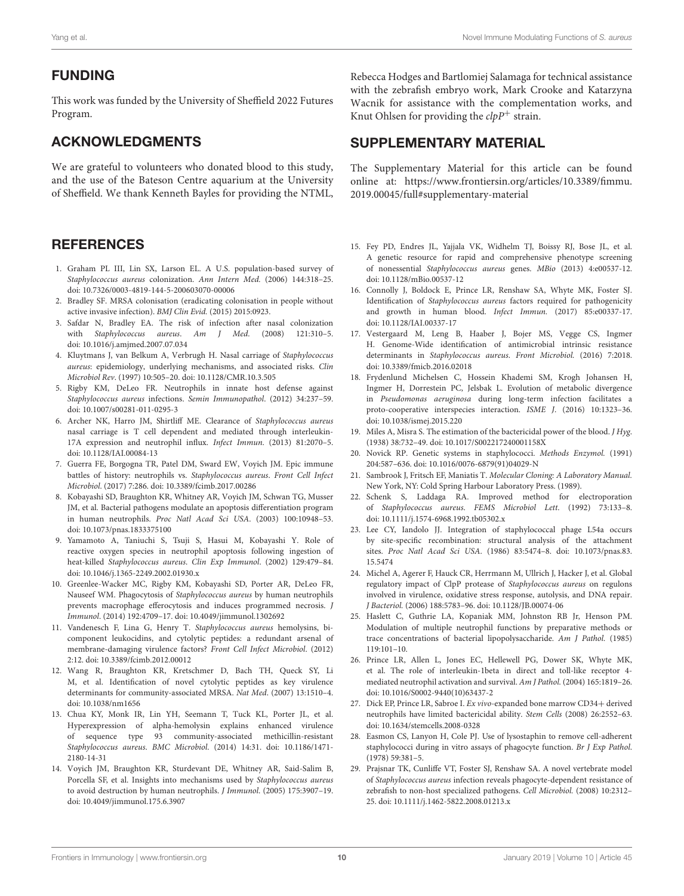## FUNDING

This work was funded by the University of Sheffield 2022 Futures Program.

## ACKNOWLEDGMENTS

We are grateful to volunteers who donated blood to this study, and the use of the Bateson Centre aquarium at the University of Sheffield. We thank Kenneth Bayles for providing the NTML, Rebecca Hodges and Bartlomiej Salamaga for technical assistance with the zebrafish embryo work, Mark Crooke and Katarzyna Wacnik for assistance with the complementation works, and Knut Ohlsen for providing the *clpP*+ strain.

## SUPPLEMENTARY MATERIAL

The Supplementary Material for this article can be found online at: https://www.frontiersin.org/articles/10.3389/fimmu.2019.00045/full#supplementary-material

## REFERENCES

1. Graham PL III, Lin SX, Larson EL. A U.S. population-based survey of *Staphylococcus aureus* colonization. *Ann Intern Med.* (2006) 144:318–25. doi: 10.7326/0003-4819-144-5-200603070-00006
2. Bradley SF. MRSA colonisation (eradicating colonisation in people without active invasive infection). *BMJ Clin Evid.* (2015) 2015:0923.
3. Safdar N, Bradley EA. The risk of infection after nasal colonization with *Staphylococcus aureus*. *Am J Med.* (2008) 121:310–5. doi: 10.1016/j.amjmed.2007.07.034
4. Kluytmans J, van Belkum A, Verbrugh H. Nasal carriage of *Staphylococcus aureus*: epidemiology, underlying mechanisms, and associated risks. *Clin Microbiol Rev*. (1997) 10:505–20. doi: 10.1128/CMR.10.3.505
5. Rigby KM, DeLeo FR. Neutrophils in innate host defense against *Staphylococcus aureus* infections. *Semin Immunopathol*. (2012) 34:237–59. doi: 10.1007/s00281-011-0295-3
6. Archer NK, Harro JM, Shirtliff ME. Clearance of *Staphylococcus aureus* nasal carriage is T cell dependent and mediated through interleukin-17A expression and neutrophil influx. *Infect Immun.* (2013) 81:2070–5. doi: 10.1128/IAI.00084-13
7. Guerra FE, Borgogna TR, Patel DM, Sward EW, Voyich JM. Epic immune battles of history: neutrophils vs. *Staphylococcus aureus*. *Front Cell Infect Microbiol*. (2017) 7:286. doi: 10.3389/fcimb.2017.00286
8. Kobayashi SD, Braughton KR, Whitney AR, Voyich JM, Schwan TG, Musser JM, et al. Bacterial pathogens modulate an apoptosis differentiation program in human neutrophils. *Proc Natl Acad Sci USA*. (2003) 100:10948–53. doi: 10.1073/pnas.1833375100
9. Yamamoto A, Taniuchi S, Tsuji S, Hasui M, Kobayashi Y. Role of reactive oxygen species in neutrophil apoptosis following ingestion of heat-killed *Staphylococcus aureus*. *Clin Exp Immunol*. (2002) 129:479–84. doi: 10.1046/j.1365-2249.2002.01930.x
10. Greenlee-Wacker MC, Rigby KM, Kobayashi SD, Porter AR, DeLeo FR, Nauseef WM. Phagocytosis of *Staphylococcus aureus* by human neutrophils prevents macrophage efferocytosis and induces programmed necrosis. *J Immunol*. (2014) 192:4709–17. doi: 10.4049/jimmunol.1302692
11. Vandenesch F, Lina G, Henry T. *Staphylococcus aureus* hemolysins, bi-component leukocidins, and cytolytic peptides: a redundant arsenal of membrane-damaging virulence factors? *Front Cell Infect Microbiol*. (2012) 2:12. doi: 10.3389/fcimb.2012.00012
12. Wang R, Braughton KR, Kretschmer D, Bach TH, Queck SY, Li M, et al. Identification of novel cytolytic peptides as key virulence determinants for community-associated MRSA. *Nat Med*. (2007) 13:1510–4. doi: 10.1038/nm1656
13. Chua KY, Monk IR, Lin YH, Seemann T, Tuck KL, Porter JL, et al. Hyperexpression of alpha-hemolysin explains enhanced virulence of sequence type 93 community-associated methicillin-resistant *Staphylococcus aureus*. *BMC Microbiol*. (2014) 14:31. doi: 10.1186/1471-2180-14-31
14. Voyich JM, Braughton KR, Sturdevant DE, Whitney AR, Said-Salim B, Porcella SF, et al. Insights into mechanisms used by *Staphylococcus aureus* to avoid destruction by human neutrophils. *J Immunol*. (2005) 175:3907–19. doi: 10.4049/jimmunol.175.6.3907
15. Fey PD, Endres JL, Yajjala VK, Widhelm TJ, Boissy RJ, Bose JL, et al. A genetic resource for rapid and comprehensive phenotype screening of nonessential *Staphylococcus aureus* genes. *MBio* (2013) 4:e00537-12. doi: 10.1128/mBio.00537-12
16. Connolly J, Boldock E, Prince LR, Renshaw SA, Whyte MK, Foster SJ. Identification of *Staphylococcus aureus* factors required for pathogenicity and growth in human blood. *Infect Immun.* (2017) 85:e00337-17. doi: 10.1128/IAI.00337-17
17. Vestergaard M, Leng B, Haaber J, Bojer MS, Vegge CS, Ingmer H. Genome-Wide identification of antimicrobial intrinsic resistance determinants in *Staphylococcus aureus*. *Front Microbiol.* (2016) 7:2018. doi: 10.3389/fmicb.2016.02018
18. Frydenlund Michelsen C, Hossein Khademi SM, Krogh Johansen H, Ingmer H, Dorrestein PC, Jelsbak L. Evolution of metabolic divergence in *Pseudomonas aeruginosa* during long-term infection facilitates a proto-cooperative interspecies interaction. *ISME J*. (2016) 10:1323–36. doi: 10.1038/ismej.2015.220
19. Miles A, Misra S. The estimation of the bactericidal power of the blood. *J Hyg.* (1938) 38:732–49. doi: 10.1017/S002217240001158X
20. Novick RP. Genetic systems in staphylococci. *Methods Enzymol.* (1991) 204:587–636. doi: 10.1016/0076-6879(91)04029-N
21. Sambrook J, Fritsch EF, Maniatis T. *Molecular Cloning: A Laboratory Manual.* New York, NY: Cold Spring Harbour Laboratory Press. (1989).
22. Schenk S, Laddaga RA. Improved method for electroporation of *Staphylococcus aureus*. *FEMS Microbiol Lett.* (1992) 73:133–8. doi: 10.1111/j.1574-6968.1992.tb05302.x
23. Lee CY, Iandolo JJ. Integration of staphylococcal phage L54a occurs by site-specific recombination: structural analysis of the attachment sites. *Proc Natl Acad Sci USA*. (1986) 83:5474–8. doi: 10.1073/pnas.83.15.5474
24. Michel A, Agerer F, Hauck CR, Herrmann M, Ullrich J, Hacker J, et al. Global regulatory impact of ClpP protease of *Staphylococcus aureus* on regulons involved in virulence, oxidative stress response, autolysis, and DNA repair. *J Bacteriol.* (2006) 188:5783–96. doi: 10.1128/JB.00074-06
25. Haslett C, Guthrie LA, Kopaniak MM, Johnston RB Jr, Henson PM. Modulation of multiple neutrophil functions by preparative methods or trace concentrations of bacterial lipopolysaccharide. *Am J Pathol.* (1985) 119:101–10.
26. Prince LR, Allen L, Jones EC, Hellewell PG, Dower SK, Whyte MK, et al. The role of interleukin-1beta in direct and toll-like receptor 4-mediated neutrophil activation and survival. *Am J Pathol.* (2004) 165:1819–26. doi: 10.1016/S0002-9440(10)63437-2
27. Dick EP, Prince LR, Sabroe I. *Ex vivo*-expanded bone marrow CD34+ derived neutrophils have limited bactericidal ability. *Stem Cells* (2008) 26:2552–63. doi: 10.1634/stemcells.2008-0328
28. Easmon CS, Lanyon H, Cole PJ. Use of lysostaphin to remove cell-adherent staphylococci during in vitro assays of phagocyte function. *Br J Exp Pathol.* (1978) 59:381–5.
29. Prajsnar TK, Cunliffe VT, Foster SJ, Renshaw SA. A novel vertebrate model of *Staphylococcus aureus* infection reveals phagocyte-dependent resistance of zebrafish to non-host specialized pathogens. *Cell Microbiol.* (2008) 10:2312–25. doi: 10.1111/j.1462-5822.2008.01213.x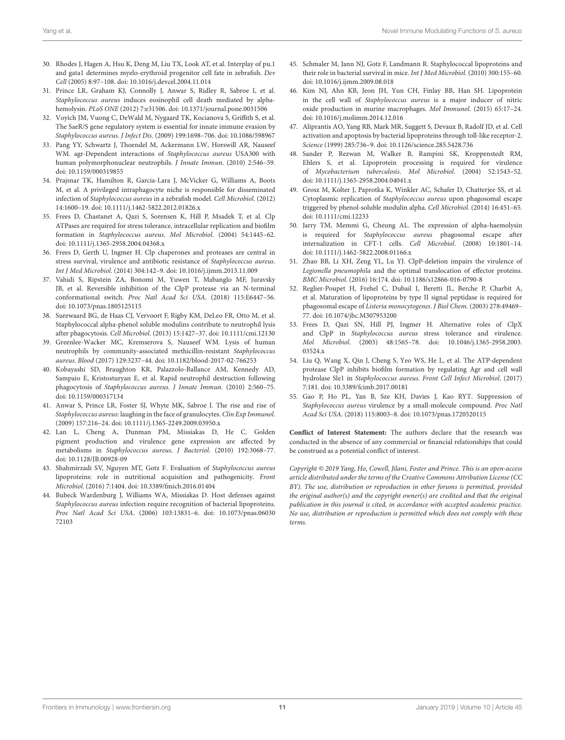30. Rhodes J, Hagen A, Hsu K, Deng M, Liu TX, Look AT, et al. Interplay of pu.1 and gata1 determines myelo-erythroid progenitor cell fate in zebrafish. *Dev Cell* (2005) 8:97–108. doi: 10.1016/j.devcel.2004.11.014
31. Prince LR, Graham KJ, Connolly J, Anwar S, Ridley R, Sabroe I, et al. *Staphylococcus aureus* induces eosinophil cell death mediated by alpha-hemolysin. *PLoS ONE* (2012) 7:e31506. doi: 10.1371/journal.pone.0031506
32. Voyich JM, Vuong C, DeWald M, Nygaard TK, Kocianova S, Griffith S, et al. The SaeR/S gene regulatory system is essential for innate immune evasion by *Staphylococcus aureus*. *J Infect Dis*. (2009) 199:1698–706. doi: 10.1086/598967
33. Pang YY, Schwartz J, Thoendel M, Ackermann LW, Horswill AR, Nauseef WM. agr-Dependent interactions of *Staphylococcus aureus* USA300 with human polymorphonuclear neutrophils. *J Innate Immun*. (2010) 2:546–59. doi: 10.1159/000319855
34. Prajsnar TK, Hamilton R, Garcia-Lara J, McVicker G, Williams A, Boots M, et al. A privileged intraphagocyte niche is responsible for disseminated infection of *Staphylococcus aureus* in a zebrafish model. *Cell Microbiol*. (2012) 14:1600–19. doi: 10.1111/j.1462-5822.2012.01826.x
35. Frees D, Chastanet A, Qazi S, Sorensen K, Hill P, Msadek T, et al. Clp ATPases are required for stress tolerance, intracellular replication and biofilm formation in *Staphylococcus aureus*. *Mol Microbiol*. (2004) 54:1445–62. doi: 10.1111/j.1365-2958.2004.04368.x
36. Frees D, Gerth U, Ingmer H. Clp chaperones and proteases are central in stress survival, virulence and antibiotic resistance of *Staphylococcus aureus*. *Int J Med Microbiol*. (2014) 304:142–9. doi: 10.1016/j.ijmm.2013.11.009
37. Vahidi S, Ripstein ZA, Bonomi M, Yuwen T, Mabanglo MF, Juravsky JB, et al. Reversible inhibition of the ClpP protease via an N-terminal conformational switch. *Proc Natl Acad Sci USA*. (2018) 115:E6447–56. doi: 10.1073/pnas.1805125115
38. Surewaard BG, de Haas CJ, Vervoort F, Rigby KM, DeLeo FR, Otto M, et al. Staphylococcal alpha-phenol soluble modulins contribute to neutrophil lysis after phagocytosis. *Cell Microbiol*. (2013) 15:1427–37. doi: 10.1111/cmi.12130
39. Greenlee-Wacker MC, Kremserova S, Nauseef WM. Lysis of human neutrophils by community-associated methicillin-resistant *Staphylococcus aureus*. *Blood* (2017) 129:3237–44. doi: 10.1182/blood-2017-02-766253
40. Kobayashi SD, Braughton KR, Palazzolo-Ballance AM, Kennedy AD, Sampaio E, Kristosturyan E, et al. Rapid neutrophil destruction following phagocytosis of *Staphylococcus aureus*. *J Innate Immun*. (2010) 2:560–75. doi: 10.1159/000317134
41. Anwar S, Prince LR, Foster SJ, Whyte MK, Sabroe I. The rise and rise of *Staphylococcus aureus*: laughing in the face of granulocytes. *Clin Exp Immunol*. (2009) 157:216–24. doi: 10.1111/j.1365-2249.2009.03950.x
42. Lan L, Cheng A, Dunman PM, Missiakas D, He C. Golden pigment production and virulence gene expression are affected by metabolisms in *Staphylococcus aureus*. *J Bacteriol*. (2010) 192:3068–77. doi: 10.1128/JB.00928-09
43. Shahmirzadi SV, Nguyen MT, Gotz F. Evaluation of *Staphylococcus aureus* lipoproteins: role in nutritional acquisition and pathogenicity. *Front Microbiol*. (2016) 7:1404. doi: 10.3389/fmicb.2016.01404
44. Bubeck Wardenburg J, Williams WA, Missiakas D. Host defenses against *Staphylococcus aureus* infection require recognition of bacterial lipoproteins. *Proc Natl Acad Sci USA*. (2006) 103:13831–6. doi: 10.1073/pnas.0603072103
45. Schmaler M, Jann NJ, Gotz F, Landmann R. Staphylococcal lipoproteins and their role in bacterial survival in mice. *Int J Med Microbiol*. (2010) 300:155–60. doi: 10.1016/j.ijmm.2009.08.018
46. Kim NJ, Ahn KB, Jeon JH, Yun CH, Finlay BB, Han SH. Lipoprotein in the cell wall of *Staphylococcus aureus* is a major inducer of nitric oxide production in murine macrophages. *Mol Immunol*. (2015) 65:17–24. doi: 10.1016/j.molimm.2014.12.016
47. Aliprantis AO, Yang RB, Mark MR, Suggett S, Devaux B, Radolf JD, et al. Cell activation and apoptosis by bacterial lipoproteins through toll-like receptor-2. *Science* (1999) 285:736–9. doi: 10.1126/science.285.5428.736
48. Sander P, Rezwan M, Walker B, Rampini SK, Kroppenstedt RM, Ehlers S, et al. Lipoprotein processing is required for virulence of *Mycobacterium tuberculosis*. *Mol Microbiol*. (2004) 52:1543–52. doi: 10.1111/j.1365-2958.2004.04041.x
49. Grosz M, Kolter J, Paprotka K, Winkler AC, Schafer D, Chatterjee SS, et al. Cytoplasmic replication of *Staphylococcus aureus* upon phagosomal escape triggered by phenol-soluble modulin alpha. *Cell Microbiol*. (2014) 16:451–65. doi: 10.1111/cmi.12233
50. Jarry TM, Memmi G, Cheung AL. The expression of alpha-haemolysin is required for *Staphylococcus aureus* phagosomal escape after internalization in CFT-1 cells. *Cell Microbiol*. (2008) 10:1801–14. doi: 10.1111/j.1462-5822.2008.01166.x
51. Zhao BB, Li XH, Zeng YL, Lu YJ. ClpP-deletion impairs the virulence of *Legionella pneumophila* and the optimal translocation of effector proteins. *BMC Microbiol*. (2016) 16:174. doi: 10.1186/s12866-016-0790-8
52. Reglier-Poupet H, Frehel C, Dubail I, Beretti JL, Berche P, Charbit A, et al. Maturation of lipoproteins by type II signal peptidase is required for phagosomal escape of *Listeria monocytogenes*. *J Biol Chem*. (2003) 278:49469–77. doi: 10.1074/jbc.M307953200
53. Frees D, Qazi SN, Hill PJ, Ingmer H. Alternative roles of ClpX and ClpP in *Staphylococcus aureus* stress tolerance and virulence. *Mol Microbiol*. (2003) 48:1565–78. doi: 10.1046/j.1365-2958.2003.03524.x
54. Liu Q, Wang X, Qin J, Cheng S, Yeo WS, He L, et al. The ATP-dependent protease ClpP inhibits biofilm formation by regulating Agr and cell wall hydrolase Sle1 in *Staphylococcus aureus*. *Front Cell Infect Microbiol*. (2017) 7:181. doi: 10.3389/fcimb.2017.00181
55. Gao P, Ho PL, Yan B, Sze KH, Davies J, Kao RYT. Suppression of *Staphylococcus aureus* virulence by a small-molecule compound. *Proc Natl Acad Sci USA*. (2018) 115:8003–8. doi: 10.1073/pnas.1720520115

**Conflict of Interest Statement:** The authors declare that the research was conducted in the absence of any commercial or financial relationships that could be construed as a potential conflict of interest.

*Copyright © 2019 Yang, Ho, Cowell, Jilani, Foster and Prince. This is an open-access article distributed under the terms of the Creative Commons Attribution License (CC BY). The use, distribution or reproduction in other forums is permitted, provided the original author(s) and the copyright owner(s) are credited and that the original publication in this journal is cited, in accordance with accepted academic practice. No use, distribution or reproduction is permitted which does not comply with these terms.*